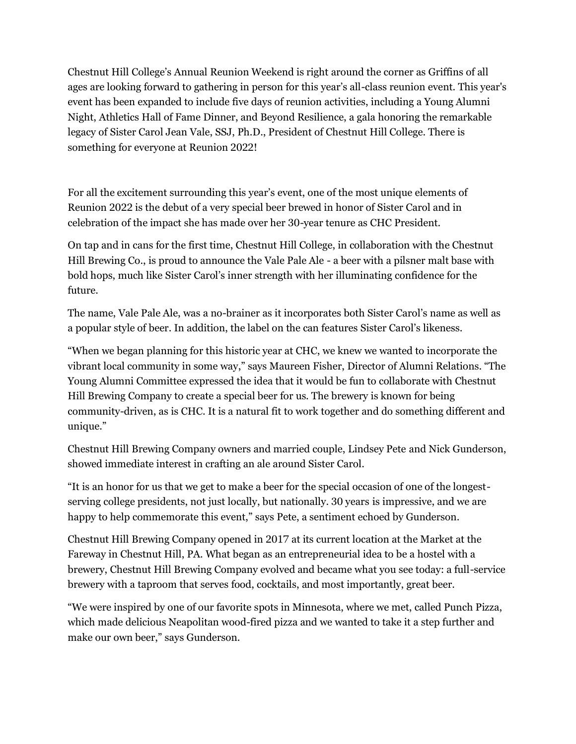Chestnut Hill College's Annual Reunion Weekend is right around the corner as Griffins of all ages are looking forward to gathering in person for this year's all-class reunion event. This year's event has been expanded to include five days of reunion activities, including a Young Alumni Night, Athletics Hall of Fame Dinner, and Beyond Resilience, a gala honoring the remarkable legacy of Sister Carol Jean Vale, SSJ, Ph.D., President of Chestnut Hill College. There is something for everyone at Reunion 2022!

For all the excitement surrounding this year's event, one of the most unique elements of Reunion 2022 is the debut of a very special beer brewed in honor of Sister Carol and in celebration of the impact she has made over her 30-year tenure as CHC President.

On tap and in cans for the first time, Chestnut Hill College, in collaboration with the Chestnut Hill Brewing Co., is proud to announce the Vale Pale Ale - a beer with a pilsner malt base with bold hops, much like Sister Carol's inner strength with her illuminating confidence for the future.

The name, Vale Pale Ale, was a no-brainer as it incorporates both Sister Carol's name as well as a popular style of beer. In addition, the label on the can features Sister Carol's likeness.

"When we began planning for this historic year at CHC, we knew we wanted to incorporate the vibrant local community in some way," says Maureen Fisher, Director of Alumni Relations. "The Young Alumni Committee expressed the idea that it would be fun to collaborate with Chestnut Hill Brewing Company to create a special beer for us. The brewery is known for being community-driven, as is CHC. It is a natural fit to work together and do something different and unique."

Chestnut Hill Brewing Company owners and married couple, Lindsey Pete and Nick Gunderson, showed immediate interest in crafting an ale around Sister Carol.

"It is an honor for us that we get to make a beer for the special occasion of one of the longest-serving college presidents, not just locally, but nationally. 30 years is impressive, and we are happy to help commemorate this event," says Pete, a sentiment echoed by Gunderson.

Chestnut Hill Brewing Company opened in 2017 at its current location at the Market at the Fareway in Chestnut Hill, PA. What began as an entrepreneurial idea to be a hostel with a brewery, Chestnut Hill Brewing Company evolved and became what you see today: a full-service brewery with a taproom that serves food, cocktails, and most importantly, great beer.

"We were inspired by one of our favorite spots in Minnesota, where we met, called Punch Pizza, which made delicious Neapolitan wood-fired pizza and we wanted to take it a step further and make our own beer," says Gunderson.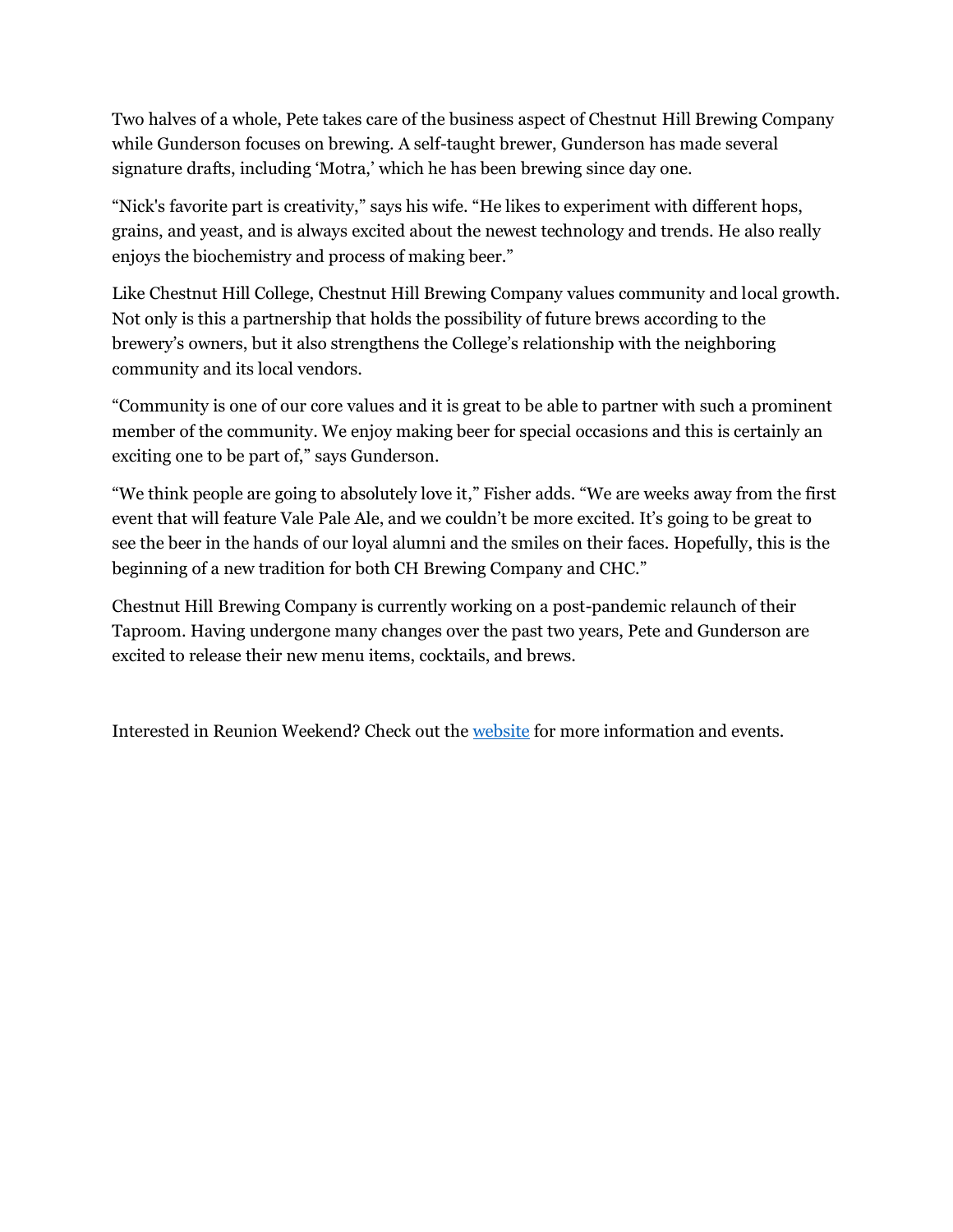Two halves of a whole, Pete takes care of the business aspect of Chestnut Hill Brewing Company while Gunderson focuses on brewing. A self-taught brewer, Gunderson has made several signature drafts, including 'Motra,' which he has been brewing since day one.

"Nick's favorite part is creativity," says his wife. "He likes to experiment with different hops, grains, and yeast, and is always excited about the newest technology and trends. He also really enjoys the biochemistry and process of making beer."

Like Chestnut Hill College, Chestnut Hill Brewing Company values community and local growth. Not only is this a partnership that holds the possibility of future brews according to the brewery's owners, but it also strengthens the College's relationship with the neighboring community and its local vendors.

"Community is one of our core values and it is great to be able to partner with such a prominent member of the community. We enjoy making beer for special occasions and this is certainly an exciting one to be part of," says Gunderson.

"We think people are going to absolutely love it," Fisher adds. "We are weeks away from the first event that will feature Vale Pale Ale, and we couldn't be more excited. It's going to be great to see the beer in the hands of our loyal alumni and the smiles on their faces. Hopefully, this is the beginning of a new tradition for both CH Brewing Company and CHC."

Chestnut Hill Brewing Company is currently working on a post-pandemic relaunch of their Taproom. Having undergone many changes over the past two years, Pete and Gunderson are excited to release their new menu items, cocktails, and brews.

Interested in Reunion Weekend? Check out the website for more information and events.